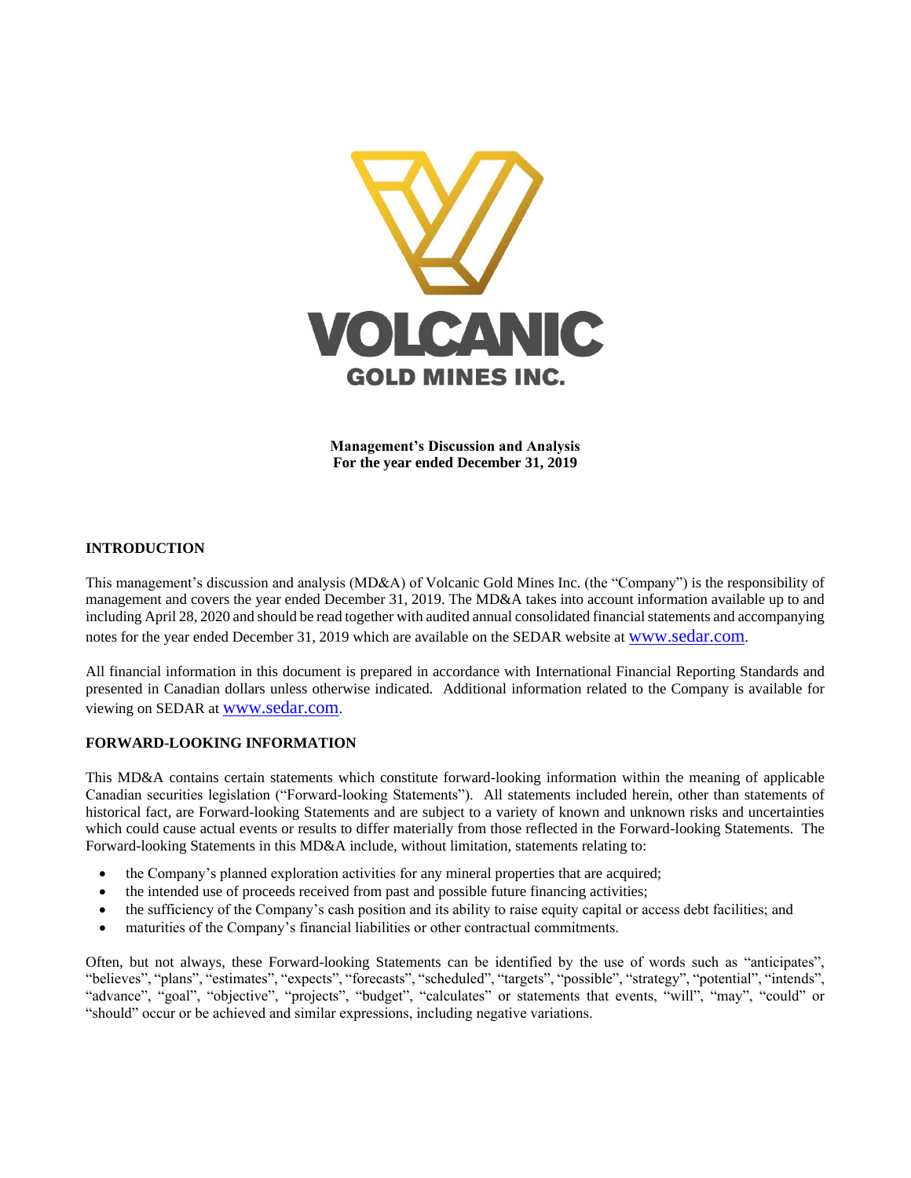VOLCANIC GOLD MINES INC.

**Management's Discussion and Analysis**
**For the year ended December 31, 2019**

## INTRODUCTION

This management's discussion and analysis (MD&A) of Volcanic Gold Mines Inc. (the "Company") is the responsibility of management and covers the year ended December 31, 2019. The MD&A takes into account information available up to and including April 28, 2020 and should be read together with audited annual consolidated financial statements and accompanying notes for the year ended December 31, 2019 which are available on the SEDAR website at www.sedar.com.

All financial information in this document is prepared in accordance with International Financial Reporting Standards and presented in Canadian dollars unless otherwise indicated. Additional information related to the Company is available for viewing on SEDAR at www.sedar.com.

## FORWARD-LOOKING INFORMATION

This MD&A contains certain statements which constitute forward-looking information within the meaning of applicable Canadian securities legislation ("Forward-looking Statements"). All statements included herein, other than statements of historical fact, are Forward-looking Statements and are subject to a variety of known and unknown risks and uncertainties which could cause actual events or results to differ materially from those reflected in the Forward-looking Statements. The Forward-looking Statements in this MD&A include, without limitation, statements relating to:

- the Company's planned exploration activities for any mineral properties that are acquired;
- the intended use of proceeds received from past and possible future financing activities;
- the sufficiency of the Company's cash position and its ability to raise equity capital or access debt facilities; and
- maturities of the Company's financial liabilities or other contractual commitments.

Often, but not always, these Forward-looking Statements can be identified by the use of words such as "anticipates", "believes", "plans", "estimates", "expects", "forecasts", "scheduled", "targets", "possible", "strategy", "potential", "intends", "advance", "goal", "objective", "projects", "budget", "calculates" or statements that events, "will", "may", "could" or "should" occur or be achieved and similar expressions, including negative variations.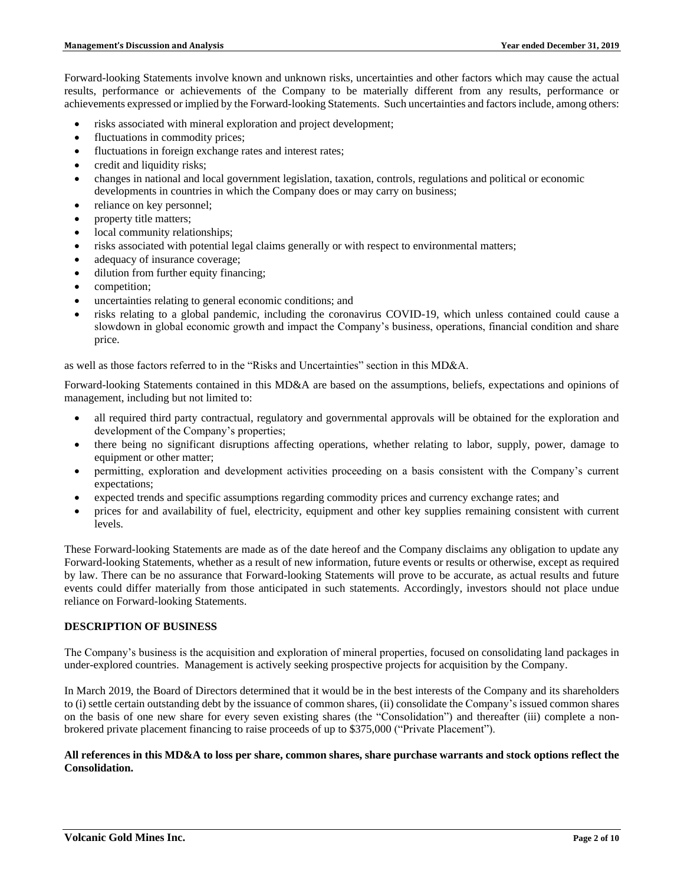Forward-looking Statements involve known and unknown risks, uncertainties and other factors which may cause the actual results, performance or achievements of the Company to be materially different from any results, performance or achievements expressed or implied by the Forward-looking Statements. Such uncertainties and factors include, among others:

- risks associated with mineral exploration and project development;
- fluctuations in commodity prices;
- fluctuations in foreign exchange rates and interest rates;
- credit and liquidity risks;
- changes in national and local government legislation, taxation, controls, regulations and political or economic developments in countries in which the Company does or may carry on business;
- reliance on key personnel;
- property title matters;
- local community relationships;
- risks associated with potential legal claims generally or with respect to environmental matters;
- adequacy of insurance coverage;
- dilution from further equity financing;
- competition;
- uncertainties relating to general economic conditions; and
- risks relating to a global pandemic, including the coronavirus COVID-19, which unless contained could cause a slowdown in global economic growth and impact the Company's business, operations, financial condition and share price.

as well as those factors referred to in the "Risks and Uncertainties" section in this MD&A.

Forward-looking Statements contained in this MD&A are based on the assumptions, beliefs, expectations and opinions of management, including but not limited to:

- all required third party contractual, regulatory and governmental approvals will be obtained for the exploration and development of the Company's properties;
- there being no significant disruptions affecting operations, whether relating to labor, supply, power, damage to equipment or other matter;
- permitting, exploration and development activities proceeding on a basis consistent with the Company's current expectations;
- expected trends and specific assumptions regarding commodity prices and currency exchange rates; and
- prices for and availability of fuel, electricity, equipment and other key supplies remaining consistent with current levels.

These Forward-looking Statements are made as of the date hereof and the Company disclaims any obligation to update any Forward-looking Statements, whether as a result of new information, future events or results or otherwise, except as required by law. There can be no assurance that Forward-looking Statements will prove to be accurate, as actual results and future events could differ materially from those anticipated in such statements. Accordingly, investors should not place undue reliance on Forward-looking Statements.

## DESCRIPTION OF BUSINESS

The Company's business is the acquisition and exploration of mineral properties, focused on consolidating land packages in under-explored countries. Management is actively seeking prospective projects for acquisition by the Company.

In March 2019, the Board of Directors determined that it would be in the best interests of the Company and its shareholders to (i) settle certain outstanding debt by the issuance of common shares, (ii) consolidate the Company's issued common shares on the basis of one new share for every seven existing shares (the "Consolidation") and thereafter (iii) complete a non-brokered private placement financing to raise proceeds of up to $375,000 ("Private Placement").

**All references in this MD&A to loss per share, common shares, share purchase warrants and stock options reflect the Consolidation.**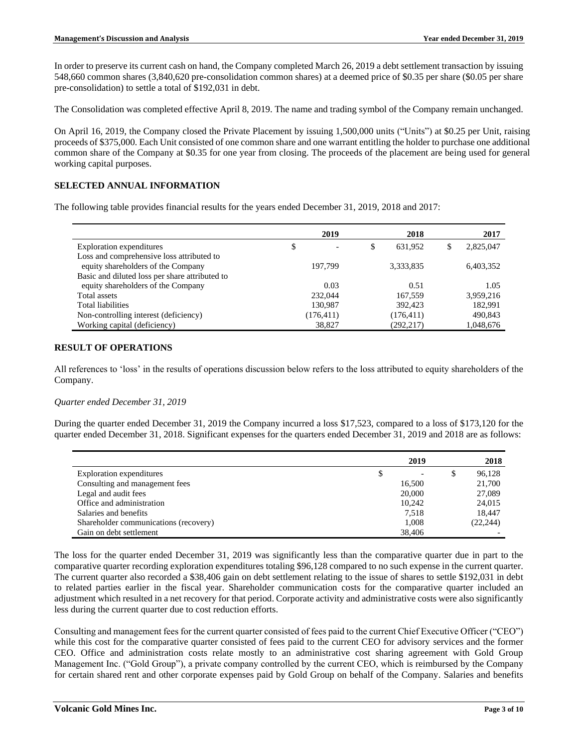In order to preserve its current cash on hand, the Company completed March 26, 2019 a debt settlement transaction by issuing 548,660 common shares (3,840,620 pre-consolidation common shares) at a deemed price of $0.35 per share ($0.05 per share pre-consolidation) to settle a total of $192,031 in debt.

The Consolidation was completed effective April 8, 2019. The name and trading symbol of the Company remain unchanged.

On April 16, 2019, the Company closed the Private Placement by issuing 1,500,000 units ("Units") at $0.25 per Unit, raising proceeds of $375,000. Each Unit consisted of one common share and one warrant entitling the holder to purchase one additional common share of the Company at $0.35 for one year from closing. The proceeds of the placement are being used for general working capital purposes.

## SELECTED ANNUAL INFORMATION

The following table provides financial results for the years ended December 31, 2019, 2018 and 2017:

| | 2019 | 2018 | 2017 |
|---|---|---|---|
| Exploration expenditures | $ - | $ 631,952 | $ 2,825,047 |
| Loss and comprehensive loss attributed to equity shareholders of the Company | 197,799 | 3,333,835 | 6,403,352 |
| Basic and diluted loss per share attributed to equity shareholders of the Company | 0.03 | 0.51 | 1.05 |
| Total assets | 232,044 | 167,559 | 3,959,216 |
| Total liabilities | 130,987 | 392,423 | 182,991 |
| Non-controlling interest (deficiency) | (176,411) | (176,411) | 490,843 |
| Working capital (deficiency) | 38,827 | (292,217) | 1,048,676 |

## RESULT OF OPERATIONS

All references to 'loss' in the results of operations discussion below refers to the loss attributed to equity shareholders of the Company.

*Quarter ended December 31, 2019*

During the quarter ended December 31, 2019 the Company incurred a loss $17,523, compared to a loss of $173,120 for the quarter ended December 31, 2018. Significant expenses for the quarters ended December 31, 2019 and 2018 are as follows:

| | 2019 | 2018 |
|---|---|---|
| Exploration expenditures | $ - | $ 96,128 |
| Consulting and management fees | 16,500 | 21,700 |
| Legal and audit fees | 20,000 | 27,089 |
| Office and administration | 10,242 | 24,015 |
| Salaries and benefits | 7,518 | 18,447 |
| Shareholder communications (recovery) | 1,008 | (22,244) |
| Gain on debt settlement | 38,406 | - |

The loss for the quarter ended December 31, 2019 was significantly less than the comparative quarter due in part to the comparative quarter recording exploration expenditures totaling $96,128 compared to no such expense in the current quarter. The current quarter also recorded a $38,406 gain on debt settlement relating to the issue of shares to settle $192,031 in debt to related parties earlier in the fiscal year. Shareholder communication costs for the comparative quarter included an adjustment which resulted in a net recovery for that period. Corporate activity and administrative costs were also significantly less during the current quarter due to cost reduction efforts.

Consulting and management fees for the current quarter consisted of fees paid to the current Chief Executive Officer ("CEO") while this cost for the comparative quarter consisted of fees paid to the current CEO for advisory services and the former CEO. Office and administration costs relate mostly to an administrative cost sharing agreement with Gold Group Management Inc. ("Gold Group"), a private company controlled by the current CEO, which is reimbursed by the Company for certain shared rent and other corporate expenses paid by Gold Group on behalf of the Company. Salaries and benefits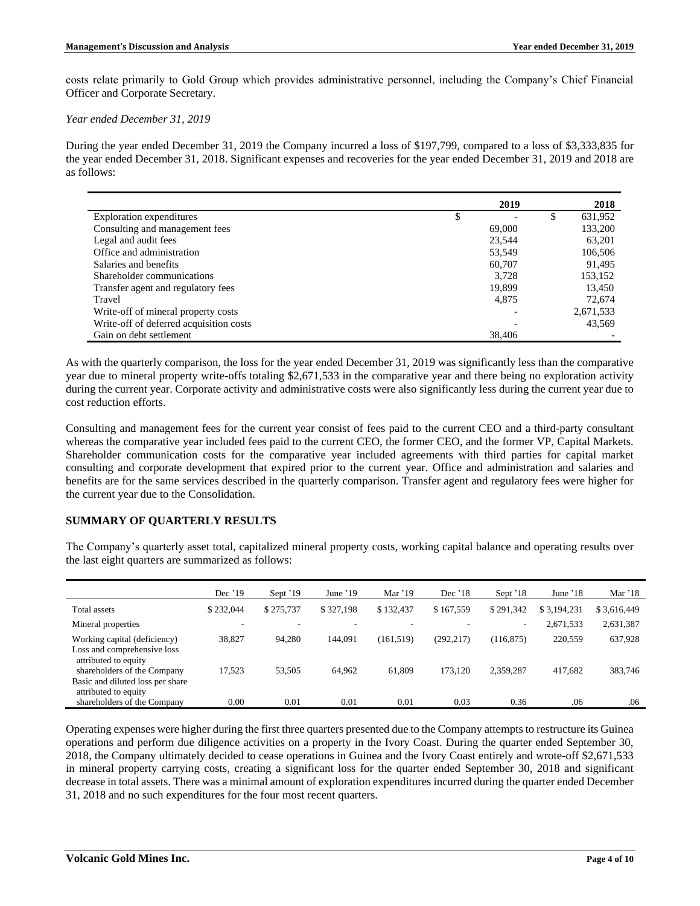costs relate primarily to Gold Group which provides administrative personnel, including the Company's Chief Financial Officer and Corporate Secretary.

*Year ended December 31, 2019*

During the year ended December 31, 2019 the Company incurred a loss of \$197,799, compared to a loss of \$3,333,835 for the year ended December 31, 2018. Significant expenses and recoveries for the year ended December 31, 2019 and 2018 are as follows:

| | 2019 | 2018 |
|---|---|---|
| Exploration expenditures | $ - | $ 631,952 |
| Consulting and management fees | 69,000 | 133,200 |
| Legal and audit fees | 23,544 | 63,201 |
| Office and administration | 53,549 | 106,506 |
| Salaries and benefits | 60,707 | 91,495 |
| Shareholder communications | 3,728 | 153,152 |
| Transfer agent and regulatory fees | 19,899 | 13,450 |
| Travel | 4,875 | 72,674 |
| Write-off of mineral property costs | - | 2,671,533 |
| Write-off of deferred acquisition costs | - | 43,569 |
| Gain on debt settlement | 38,406 | - |

As with the quarterly comparison, the loss for the year ended December 31, 2019 was significantly less than the comparative year due to mineral property write-offs totaling \$2,671,533 in the comparative year and there being no exploration activity during the current year. Corporate activity and administrative costs were also significantly less during the current year due to cost reduction efforts.

Consulting and management fees for the current year consist of fees paid to the current CEO and a third-party consultant whereas the comparative year included fees paid to the current CEO, the former CEO, and the former VP, Capital Markets. Shareholder communication costs for the comparative year included agreements with third parties for capital market consulting and corporate development that expired prior to the current year. Office and administration and salaries and benefits are for the same services described in the quarterly comparison. Transfer agent and regulatory fees were higher for the current year due to the Consolidation.

## SUMMARY OF QUARTERLY RESULTS

The Company's quarterly asset total, capitalized mineral property costs, working capital balance and operating results over the last eight quarters are summarized as follows:

| | Dec '19 | Sept '19 | June '19 | Mar '19 | Dec '18 | Sept '18 | June '18 | Mar '18 |
|---|---|---|---|---|---|---|---|---|
| Total assets | $ 232,044 | $ 275,737 | $ 327,198 | $ 132,437 | $ 167,559 | $ 291,342 | $ 3,194,231 | $ 3,616,449 |
| Mineral properties | - | - | - | - | - | - | 2,671,533 | 2,631,387 |
| Working capital (deficiency) | 38,827 | 94,280 | 144,091 | (161,519) | (292,217) | (116,875) | 220,559 | 637,928 |
| Loss and comprehensive loss attributed to equity shareholders of the Company | 17,523 | 53,505 | 64,962 | 61,809 | 173,120 | 2,359,287 | 417,682 | 383,746 |
| Basic and diluted loss per share attributed to equity shareholders of the Company | 0.00 | 0.01 | 0.01 | 0.01 | 0.03 | 0.36 | .06 | .06 |

Operating expenses were higher during the first three quarters presented due to the Company attempts to restructure its Guinea operations and perform due diligence activities on a property in the Ivory Coast. During the quarter ended September 30, 2018, the Company ultimately decided to cease operations in Guinea and the Ivory Coast entirely and wrote-off \$2,671,533 in mineral property carrying costs, creating a significant loss for the quarter ended September 30, 2018 and significant decrease in total assets. There was a minimal amount of exploration expenditures incurred during the quarter ended December 31, 2018 and no such expenditures for the four most recent quarters.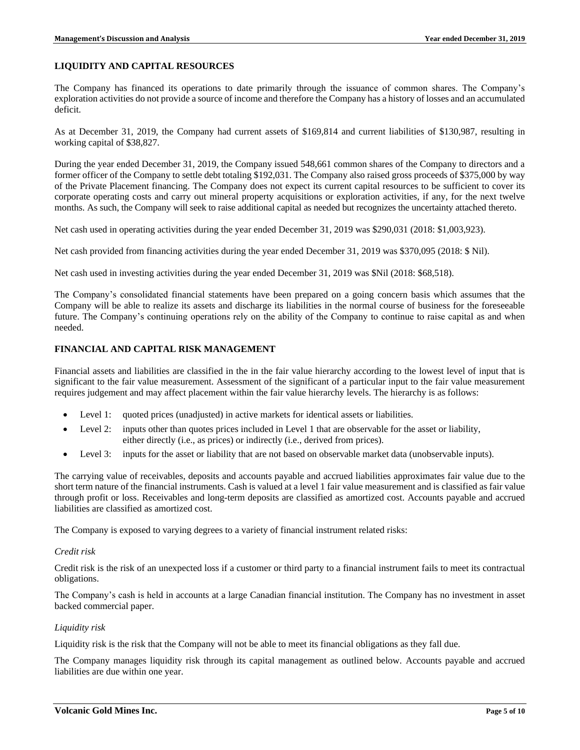## LIQUIDITY AND CAPITAL RESOURCES

The Company has financed its operations to date primarily through the issuance of common shares. The Company's exploration activities do not provide a source of income and therefore the Company has a history of losses and an accumulated deficit.

As at December 31, 2019, the Company had current assets of $169,814 and current liabilities of $130,987, resulting in working capital of $38,827.

During the year ended December 31, 2019, the Company issued 548,661 common shares of the Company to directors and a former officer of the Company to settle debt totaling $192,031. The Company also raised gross proceeds of $375,000 by way of the Private Placement financing. The Company does not expect its current capital resources to be sufficient to cover its corporate operating costs and carry out mineral property acquisitions or exploration activities, if any, for the next twelve months. As such, the Company will seek to raise additional capital as needed but recognizes the uncertainty attached thereto.

Net cash used in operating activities during the year ended December 31, 2019 was $290,031 (2018: $1,003,923).

Net cash provided from financing activities during the year ended December 31, 2019 was $370,095 (2018: $ Nil).

Net cash used in investing activities during the year ended December 31, 2019 was $Nil (2018: $68,518).

The Company's consolidated financial statements have been prepared on a going concern basis which assumes that the Company will be able to realize its assets and discharge its liabilities in the normal course of business for the foreseeable future. The Company's continuing operations rely on the ability of the Company to continue to raise capital as and when needed.

## FINANCIAL AND CAPITAL RISK MANAGEMENT

Financial assets and liabilities are classified in the in the fair value hierarchy according to the lowest level of input that is significant to the fair value measurement. Assessment of the significant of a particular input to the fair value measurement requires judgement and may affect placement within the fair value hierarchy levels. The hierarchy is as follows:

- Level 1: quoted prices (unadjusted) in active markets for identical assets or liabilities.
- Level 2: inputs other than quotes prices included in Level 1 that are observable for the asset or liability, either directly (i.e., as prices) or indirectly (i.e., derived from prices).
- Level 3: inputs for the asset or liability that are not based on observable market data (unobservable inputs).

The carrying value of receivables, deposits and accounts payable and accrued liabilities approximates fair value due to the short term nature of the financial instruments. Cash is valued at a level 1 fair value measurement and is classified as fair value through profit or loss. Receivables and long-term deposits are classified as amortized cost. Accounts payable and accrued liabilities are classified as amortized cost.

The Company is exposed to varying degrees to a variety of financial instrument related risks:

*Credit risk*

Credit risk is the risk of an unexpected loss if a customer or third party to a financial instrument fails to meet its contractual obligations.

The Company's cash is held in accounts at a large Canadian financial institution. The Company has no investment in asset backed commercial paper.

*Liquidity risk*

Liquidity risk is the risk that the Company will not be able to meet its financial obligations as they fall due.

The Company manages liquidity risk through its capital management as outlined below. Accounts payable and accrued liabilities are due within one year.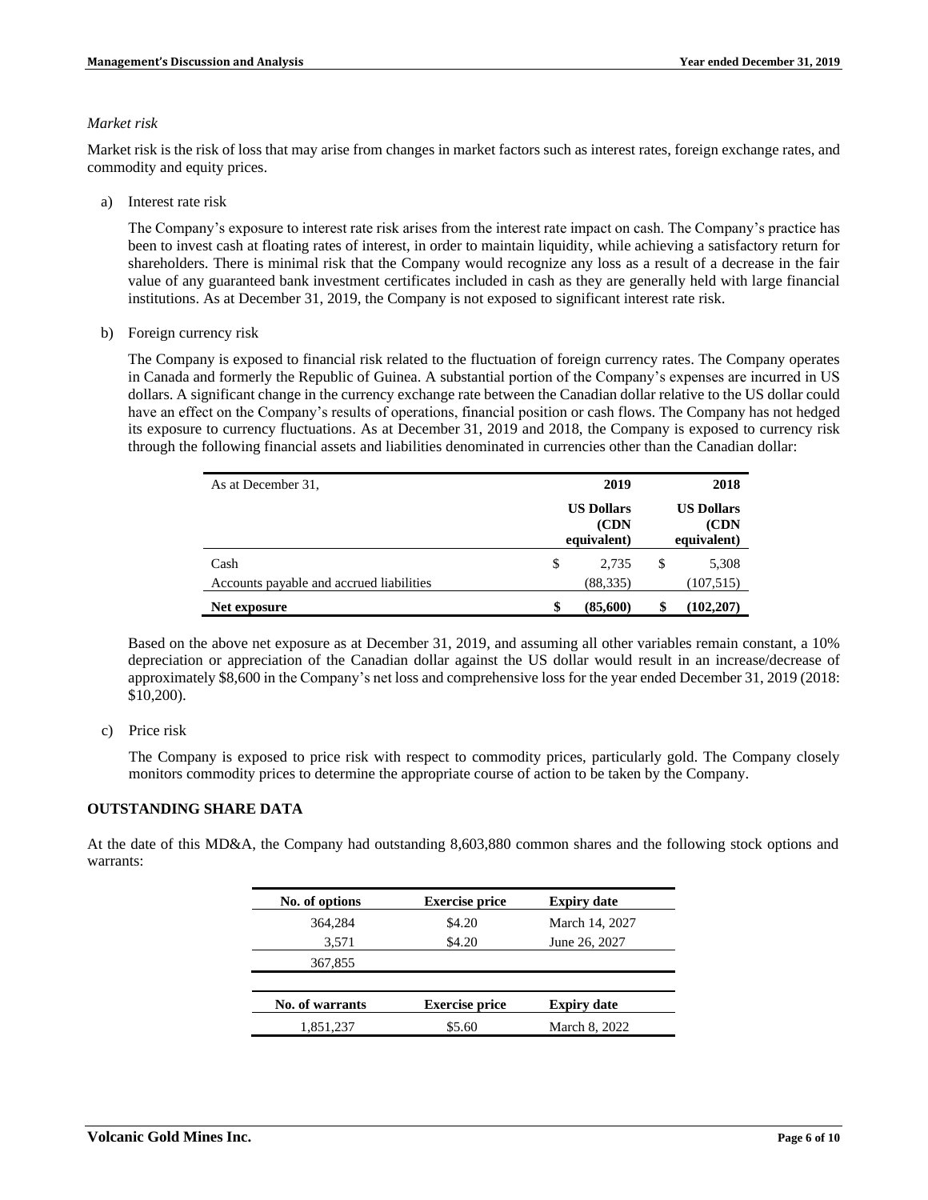*Market risk*

Market risk is the risk of loss that may arise from changes in market factors such as interest rates, foreign exchange rates, and commodity and equity prices.

a) Interest rate risk

The Company's exposure to interest rate risk arises from the interest rate impact on cash. The Company's practice has been to invest cash at floating rates of interest, in order to maintain liquidity, while achieving a satisfactory return for shareholders. There is minimal risk that the Company would recognize any loss as a result of a decrease in the fair value of any guaranteed bank investment certificates included in cash as they are generally held with large financial institutions. As at December 31, 2019, the Company is not exposed to significant interest rate risk.

b) Foreign currency risk

The Company is exposed to financial risk related to the fluctuation of foreign currency rates. The Company operates in Canada and formerly the Republic of Guinea. A substantial portion of the Company's expenses are incurred in US dollars. A significant change in the currency exchange rate between the Canadian dollar relative to the US dollar could have an effect on the Company's results of operations, financial position or cash flows. The Company has not hedged its exposure to currency fluctuations. As at December 31, 2019 and 2018, the Company is exposed to currency risk through the following financial assets and liabilities denominated in currencies other than the Canadian dollar:

| As at December 31, | 2019 | 2018 |
|---|---|---|
| | **US Dollars (CDN equivalent)** | **US Dollars (CDN equivalent)** |
| Cash | $ 2,735 | $ 5,308 |
| Accounts payable and accrued liabilities | (88,335) | (107,515) |
| **Net exposure** | **$ (85,600)** | **$ (102,207)** |

Based on the above net exposure as at December 31, 2019, and assuming all other variables remain constant, a 10% depreciation or appreciation of the Canadian dollar against the US dollar would result in an increase/decrease of approximately $8,600 in the Company's net loss and comprehensive loss for the year ended December 31, 2019 (2018: $10,200).

c) Price risk

The Company is exposed to price risk with respect to commodity prices, particularly gold. The Company closely monitors commodity prices to determine the appropriate course of action to be taken by the Company.

## OUTSTANDING SHARE DATA

At the date of this MD&A, the Company had outstanding 8,603,880 common shares and the following stock options and warrants:

| No. of options | Exercise price | Expiry date |
|---|---|---|
| 364,284 | $4.20 | March 14, 2027 |
| 3,571 | $4.20 | June 26, 2027 |
| 367,855 | | |

| No. of warrants | Exercise price | Expiry date |
|---|---|---|
| 1,851,237 | $5.60 | March 8, 2022 |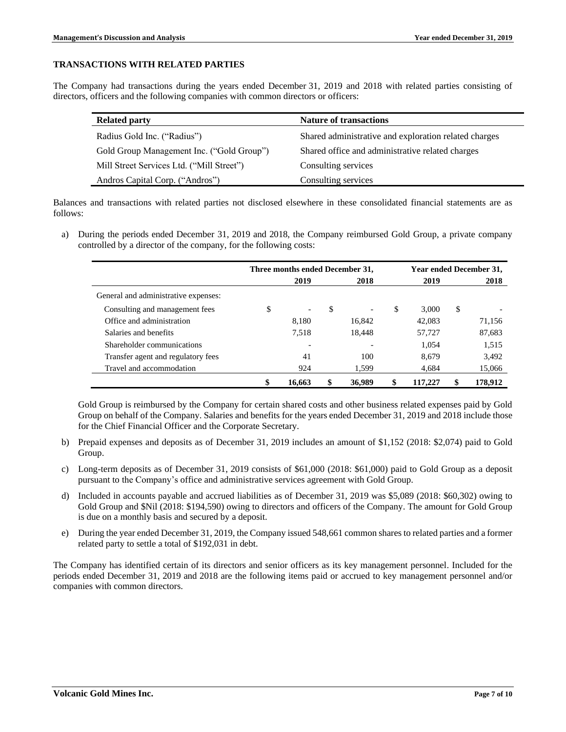## TRANSACTIONS WITH RELATED PARTIES

The Company had transactions during the years ended December 31, 2019 and 2018 with related parties consisting of directors, officers and the following companies with common directors or officers:

| Related party | Nature of transactions |
|---|---|
| Radius Gold Inc. ("Radius") | Shared administrative and exploration related charges |
| Gold Group Management Inc. ("Gold Group") | Shared office and administrative related charges |
| Mill Street Services Ltd. ("Mill Street") | Consulting services |
| Andros Capital Corp. ("Andros") | Consulting services |

Balances and transactions with related parties not disclosed elsewhere in these consolidated financial statements are as follows:

a) During the periods ended December 31, 2019 and 2018, the Company reimbursed Gold Group, a private company controlled by a director of the company, for the following costs:

| | Three months ended December 31, | | Year ended December 31, | |
|---|---|---|---|---|
| | 2019 | 2018 | 2019 | 2018 |
| General and administrative expenses: | | | | |
| Consulting and management fees | $ - | $ - | $ 3,000 | $ - |
| Office and administration | 8,180 | 16,842 | 42,083 | 71,156 |
| Salaries and benefits | 7,518 | 18,448 | 57,727 | 87,683 |
| Shareholder communications | - | - | 1,054 | 1,515 |
| Transfer agent and regulatory fees | 41 | 100 | 8,679 | 3,492 |
| Travel and accommodation | 924 | 1,599 | 4,684 | 15,066 |
| | **$ 16,663** | **$ 36,989** | **$ 117,227** | **$ 178,912** |

Gold Group is reimbursed by the Company for certain shared costs and other business related expenses paid by Gold Group on behalf of the Company. Salaries and benefits for the years ended December 31, 2019 and 2018 include those for the Chief Financial Officer and the Corporate Secretary.

b) Prepaid expenses and deposits as of December 31, 2019 includes an amount of $1,152 (2018: $2,074) paid to Gold Group.

c) Long-term deposits as of December 31, 2019 consists of $61,000 (2018: $61,000) paid to Gold Group as a deposit pursuant to the Company's office and administrative services agreement with Gold Group.

d) Included in accounts payable and accrued liabilities as of December 31, 2019 was $5,089 (2018: $60,302) owing to Gold Group and $Nil (2018: $194,590) owing to directors and officers of the Company. The amount for Gold Group is due on a monthly basis and secured by a deposit.

e) During the year ended December 31, 2019, the Company issued 548,661 common shares to related parties and a former related party to settle a total of $192,031 in debt.

The Company has identified certain of its directors and senior officers as its key management personnel. Included for the periods ended December 31, 2019 and 2018 are the following items paid or accrued to key management personnel and/or companies with common directors.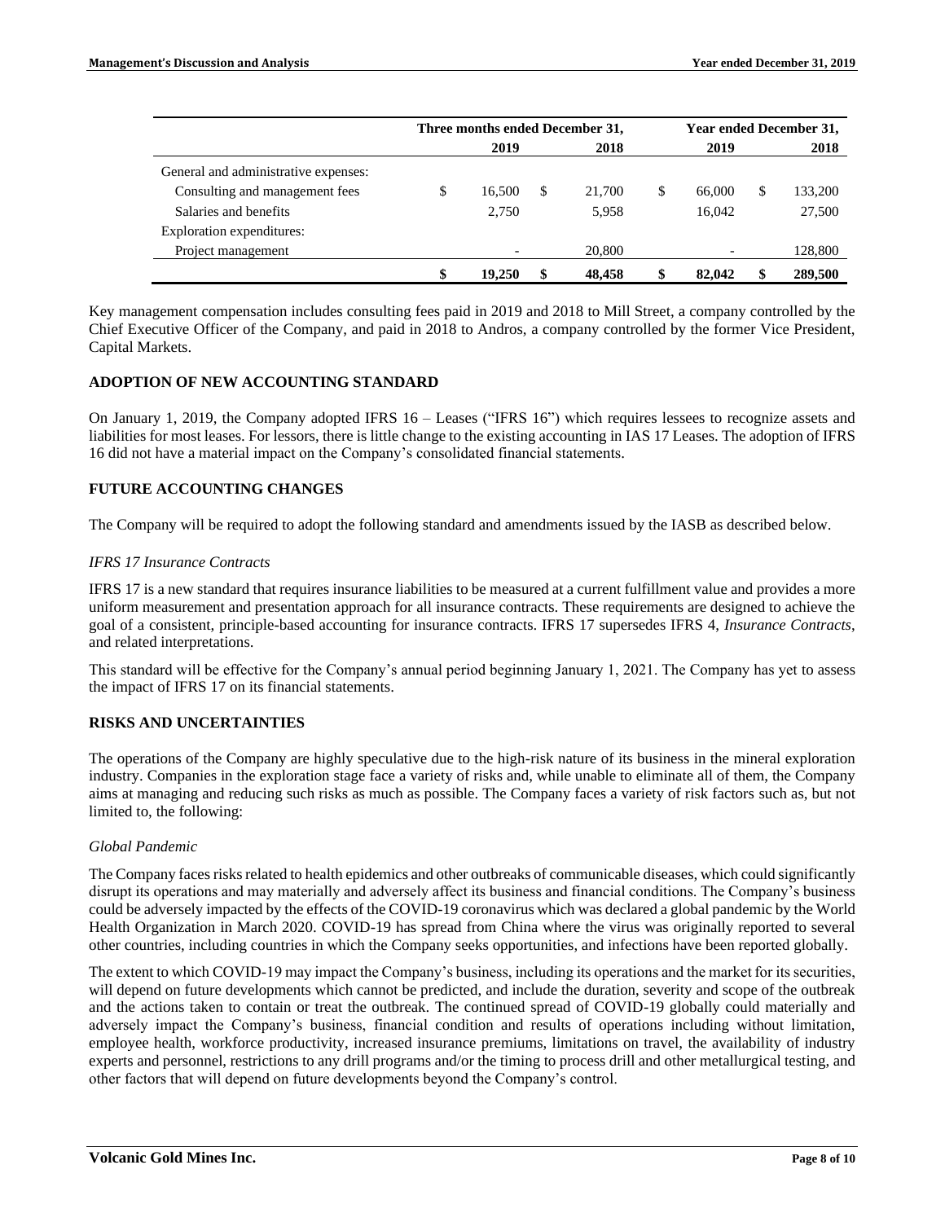| | Three months ended December 31, | | Year ended December 31, | |
|---|---|---|---|---|
| | 2019 | 2018 | 2019 | 2018 |
| General and administrative expenses: | | | | |
| Consulting and management fees | $ 16,500 | $ 21,700 | $ 66,000 | $ 133,200 |
| Salaries and benefits | 2,750 | 5,958 | 16,042 | 27,500 |
| Exploration expenditures: | | | | |
| Project management | - | 20,800 | - | 128,800 |
| | **$ 19,250** | **$ 48,458** | **$ 82,042** | **$ 289,500** |

Key management compensation includes consulting fees paid in 2019 and 2018 to Mill Street, a company controlled by the Chief Executive Officer of the Company, and paid in 2018 to Andros, a company controlled by the former Vice President, Capital Markets.

## ADOPTION OF NEW ACCOUNTING STANDARD

On January 1, 2019, the Company adopted IFRS 16 – Leases ("IFRS 16") which requires lessees to recognize assets and liabilities for most leases. For lessors, there is little change to the existing accounting in IAS 17 Leases. The adoption of IFRS 16 did not have a material impact on the Company's consolidated financial statements.

## FUTURE ACCOUNTING CHANGES

The Company will be required to adopt the following standard and amendments issued by the IASB as described below.

*IFRS 17 Insurance Contracts*

IFRS 17 is a new standard that requires insurance liabilities to be measured at a current fulfillment value and provides a more uniform measurement and presentation approach for all insurance contracts. These requirements are designed to achieve the goal of a consistent, principle-based accounting for insurance contracts. IFRS 17 supersedes IFRS 4, *Insurance Contracts*, and related interpretations.

This standard will be effective for the Company's annual period beginning January 1, 2021. The Company has yet to assess the impact of IFRS 17 on its financial statements.

## RISKS AND UNCERTAINTIES

The operations of the Company are highly speculative due to the high-risk nature of its business in the mineral exploration industry. Companies in the exploration stage face a variety of risks and, while unable to eliminate all of them, the Company aims at managing and reducing such risks as much as possible. The Company faces a variety of risk factors such as, but not limited to, the following:

*Global Pandemic*

The Company faces risks related to health epidemics and other outbreaks of communicable diseases, which could significantly disrupt its operations and may materially and adversely affect its business and financial conditions. The Company's business could be adversely impacted by the effects of the COVID-19 coronavirus which was declared a global pandemic by the World Health Organization in March 2020. COVID-19 has spread from China where the virus was originally reported to several other countries, including countries in which the Company seeks opportunities, and infections have been reported globally.

The extent to which COVID-19 may impact the Company's business, including its operations and the market for its securities, will depend on future developments which cannot be predicted, and include the duration, severity and scope of the outbreak and the actions taken to contain or treat the outbreak. The continued spread of COVID-19 globally could materially and adversely impact the Company's business, financial condition and results of operations including without limitation, employee health, workforce productivity, increased insurance premiums, limitations on travel, the availability of industry experts and personnel, restrictions to any drill programs and/or the timing to process drill and other metallurgical testing, and other factors that will depend on future developments beyond the Company's control.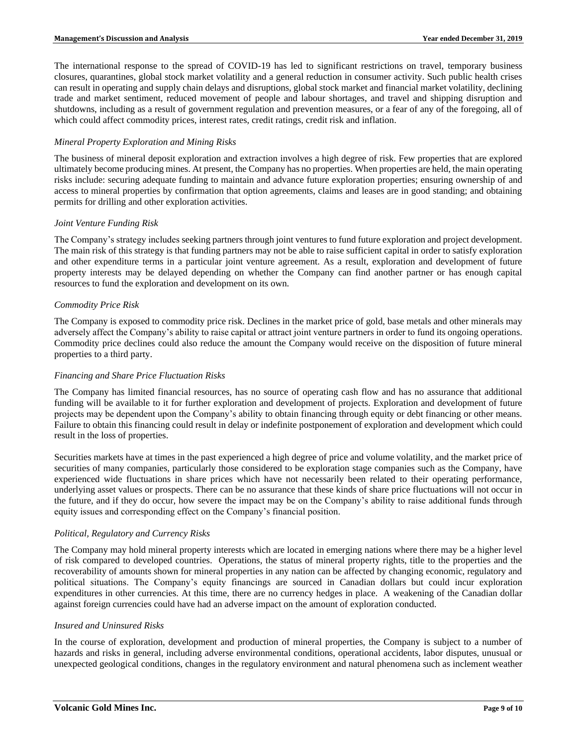The international response to the spread of COVID-19 has led to significant restrictions on travel, temporary business closures, quarantines, global stock market volatility and a general reduction in consumer activity. Such public health crises can result in operating and supply chain delays and disruptions, global stock market and financial market volatility, declining trade and market sentiment, reduced movement of people and labour shortages, and travel and shipping disruption and shutdowns, including as a result of government regulation and prevention measures, or a fear of any of the foregoing, all of which could affect commodity prices, interest rates, credit ratings, credit risk and inflation.

*Mineral Property Exploration and Mining Risks*

The business of mineral deposit exploration and extraction involves a high degree of risk. Few properties that are explored ultimately become producing mines. At present, the Company has no properties. When properties are held, the main operating risks include: securing adequate funding to maintain and advance future exploration properties; ensuring ownership of and access to mineral properties by confirmation that option agreements, claims and leases are in good standing; and obtaining permits for drilling and other exploration activities.

*Joint Venture Funding Risk*

The Company's strategy includes seeking partners through joint ventures to fund future exploration and project development. The main risk of this strategy is that funding partners may not be able to raise sufficient capital in order to satisfy exploration and other expenditure terms in a particular joint venture agreement. As a result, exploration and development of future property interests may be delayed depending on whether the Company can find another partner or has enough capital resources to fund the exploration and development on its own.

*Commodity Price Risk*

The Company is exposed to commodity price risk. Declines in the market price of gold, base metals and other minerals may adversely affect the Company's ability to raise capital or attract joint venture partners in order to fund its ongoing operations. Commodity price declines could also reduce the amount the Company would receive on the disposition of future mineral properties to a third party.

*Financing and Share Price Fluctuation Risks*

The Company has limited financial resources, has no source of operating cash flow and has no assurance that additional funding will be available to it for further exploration and development of projects. Exploration and development of future projects may be dependent upon the Company's ability to obtain financing through equity or debt financing or other means. Failure to obtain this financing could result in delay or indefinite postponement of exploration and development which could result in the loss of properties.

Securities markets have at times in the past experienced a high degree of price and volume volatility, and the market price of securities of many companies, particularly those considered to be exploration stage companies such as the Company, have experienced wide fluctuations in share prices which have not necessarily been related to their operating performance, underlying asset values or prospects. There can be no assurance that these kinds of share price fluctuations will not occur in the future, and if they do occur, how severe the impact may be on the Company's ability to raise additional funds through equity issues and corresponding effect on the Company's financial position.

*Political, Regulatory and Currency Risks*

The Company may hold mineral property interests which are located in emerging nations where there may be a higher level of risk compared to developed countries. Operations, the status of mineral property rights, title to the properties and the recoverability of amounts shown for mineral properties in any nation can be affected by changing economic, regulatory and political situations. The Company's equity financings are sourced in Canadian dollars but could incur exploration expenditures in other currencies. At this time, there are no currency hedges in place. A weakening of the Canadian dollar against foreign currencies could have had an adverse impact on the amount of exploration conducted.

*Insured and Uninsured Risks*

In the course of exploration, development and production of mineral properties, the Company is subject to a number of hazards and risks in general, including adverse environmental conditions, operational accidents, labor disputes, unusual or unexpected geological conditions, changes in the regulatory environment and natural phenomena such as inclement weather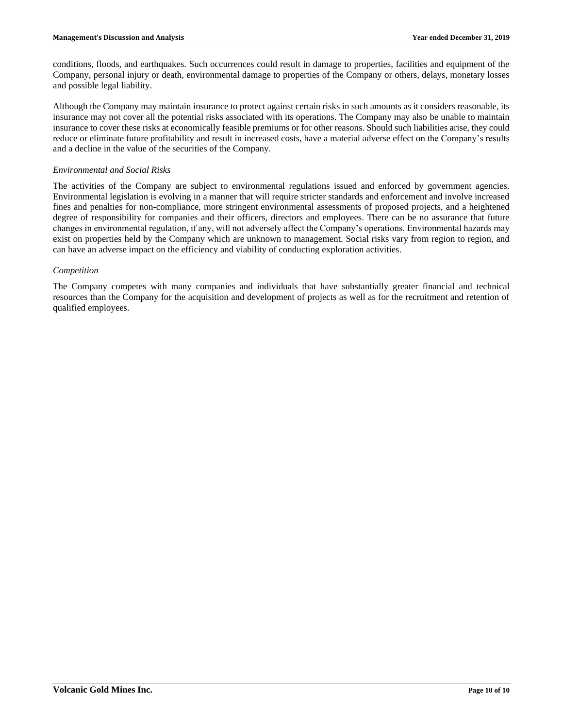conditions, floods, and earthquakes. Such occurrences could result in damage to properties, facilities and equipment of the Company, personal injury or death, environmental damage to properties of the Company or others, delays, monetary losses and possible legal liability.

Although the Company may maintain insurance to protect against certain risks in such amounts as it considers reasonable, its insurance may not cover all the potential risks associated with its operations. The Company may also be unable to maintain insurance to cover these risks at economically feasible premiums or for other reasons. Should such liabilities arise, they could reduce or eliminate future profitability and result in increased costs, have a material adverse effect on the Company's results and a decline in the value of the securities of the Company.

*Environmental and Social Risks*

The activities of the Company are subject to environmental regulations issued and enforced by government agencies. Environmental legislation is evolving in a manner that will require stricter standards and enforcement and involve increased fines and penalties for non-compliance, more stringent environmental assessments of proposed projects, and a heightened degree of responsibility for companies and their officers, directors and employees. There can be no assurance that future changes in environmental regulation, if any, will not adversely affect the Company's operations. Environmental hazards may exist on properties held by the Company which are unknown to management. Social risks vary from region to region, and can have an adverse impact on the efficiency and viability of conducting exploration activities.

*Competition*

The Company competes with many companies and individuals that have substantially greater financial and technical resources than the Company for the acquisition and development of projects as well as for the recruitment and retention of qualified employees.